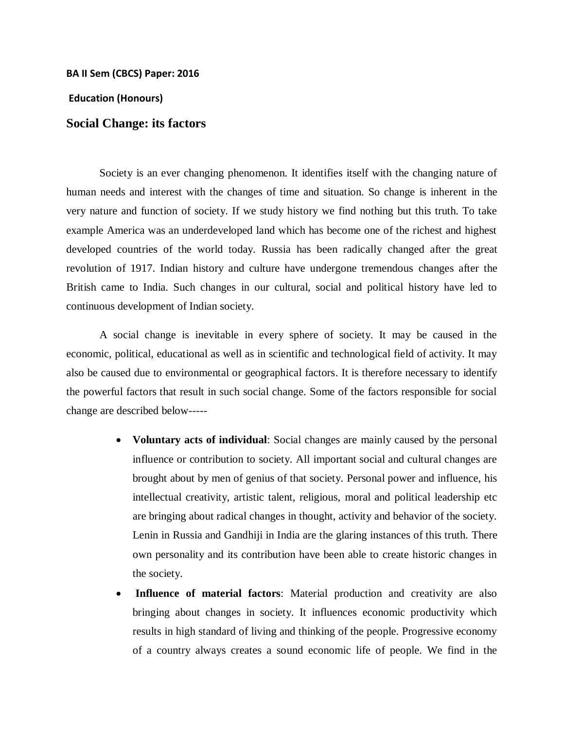**BA II Sem (CBCS) Paper: 2016**

**Education (Honours)**

## Social Change: its factors

Society is an ever changing phenomenon. It identifies itself with the changing nature of human needs and interest with the changes of time and situation. So change is inherent in the very nature and function of society. If we study history we find nothing but this truth. To take example America was an underdeveloped land which has become one of the richest and highest developed countries of the world today. Russia has been radically changed after the great revolution of 1917. Indian history and culture have undergone tremendous changes after the British came to India. Such changes in our cultural, social and political history have led to continuous development of Indian society.

A social change is inevitable in every sphere of society. It may be caused in the economic, political, educational as well as in scientific and technological field of activity. It may also be caused due to environmental or geographical factors. It is therefore necessary to identify the powerful factors that result in such social change. Some of the factors responsible for social change are described below-----

- **Voluntary acts of individual**: Social changes are mainly caused by the personal influence or contribution to society. All important social and cultural changes are brought about by men of genius of that society. Personal power and influence, his intellectual creativity, artistic talent, religious, moral and political leadership etc are bringing about radical changes in thought, activity and behavior of the society. Lenin in Russia and Gandhiji in India are the glaring instances of this truth. There own personality and its contribution have been able to create historic changes in the society.
- **Influence of material factors**: Material production and creativity are also bringing about changes in society. It influences economic productivity which results in high standard of living and thinking of the people. Progressive economy of a country always creates a sound economic life of people. We find in the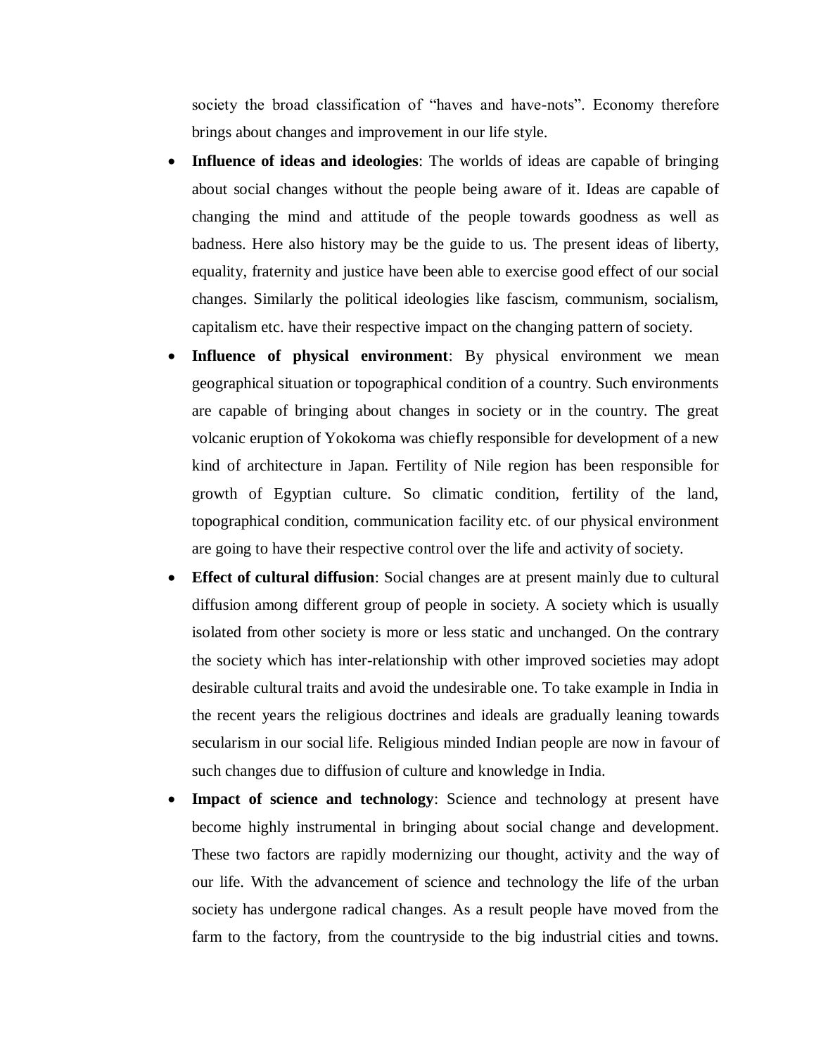society the broad classification of “haves and have-nots”. Economy therefore brings about changes and improvement in our life style.

- **Influence of ideas and ideologies**: The worlds of ideas are capable of bringing about social changes without the people being aware of it. Ideas are capable of changing the mind and attitude of the people towards goodness as well as badness. Here also history may be the guide to us. The present ideas of liberty, equality, fraternity and justice have been able to exercise good effect of our social changes. Similarly the political ideologies like fascism, communism, socialism, capitalism etc. have their respective impact on the changing pattern of society.
- **Influence of physical environment**: By physical environment we mean geographical situation or topographical condition of a country. Such environments are capable of bringing about changes in society or in the country. The great volcanic eruption of Yokokoma was chiefly responsible for development of a new kind of architecture in Japan. Fertility of Nile region has been responsible for growth of Egyptian culture. So climatic condition, fertility of the land, topographical condition, communication facility etc. of our physical environment are going to have their respective control over the life and activity of society.
- **Effect of cultural diffusion**: Social changes are at present mainly due to cultural diffusion among different group of people in society. A society which is usually isolated from other society is more or less static and unchanged. On the contrary the society which has inter-relationship with other improved societies may adopt desirable cultural traits and avoid the undesirable one. To take example in India in the recent years the religious doctrines and ideals are gradually leaning towards secularism in our social life. Religious minded Indian people are now in favour of such changes due to diffusion of culture and knowledge in India.
- **Impact of science and technology**: Science and technology at present have become highly instrumental in bringing about social change and development. These two factors are rapidly modernizing our thought, activity and the way of our life. With the advancement of science and technology the life of the urban society has undergone radical changes. As a result people have moved from the farm to the factory, from the countryside to the big industrial cities and towns.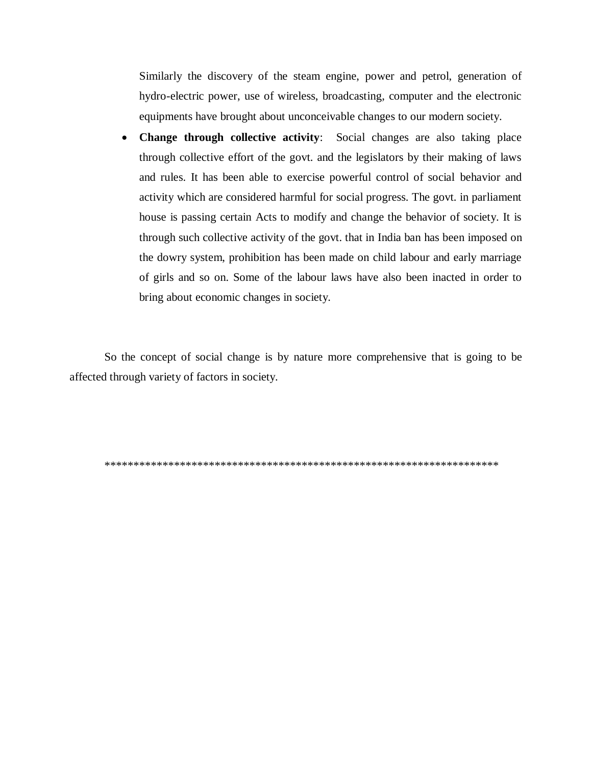Similarly the discovery of the steam engine, power and petrol, generation of hydro-electric power, use of wireless, broadcasting, computer and the electronic equipments have brought about unconceivable changes to our modern society.

- **Change through collective activity**: Social changes are also taking place through collective effort of the govt. and the legislators by their making of laws and rules. It has been able to exercise powerful control of social behavior and activity which are considered harmful for social progress. The govt. in parliament house is passing certain Acts to modify and change the behavior of society. It is through such collective activity of the govt. that in India ban has been imposed on the dowry system, prohibition has been made on child labour and early marriage of girls and so on. Some of the labour laws have also been inacted in order to bring about economic changes in society.

So the concept of social change is by nature more comprehensive that is going to be affected through variety of factors in society.

*********************************************************************